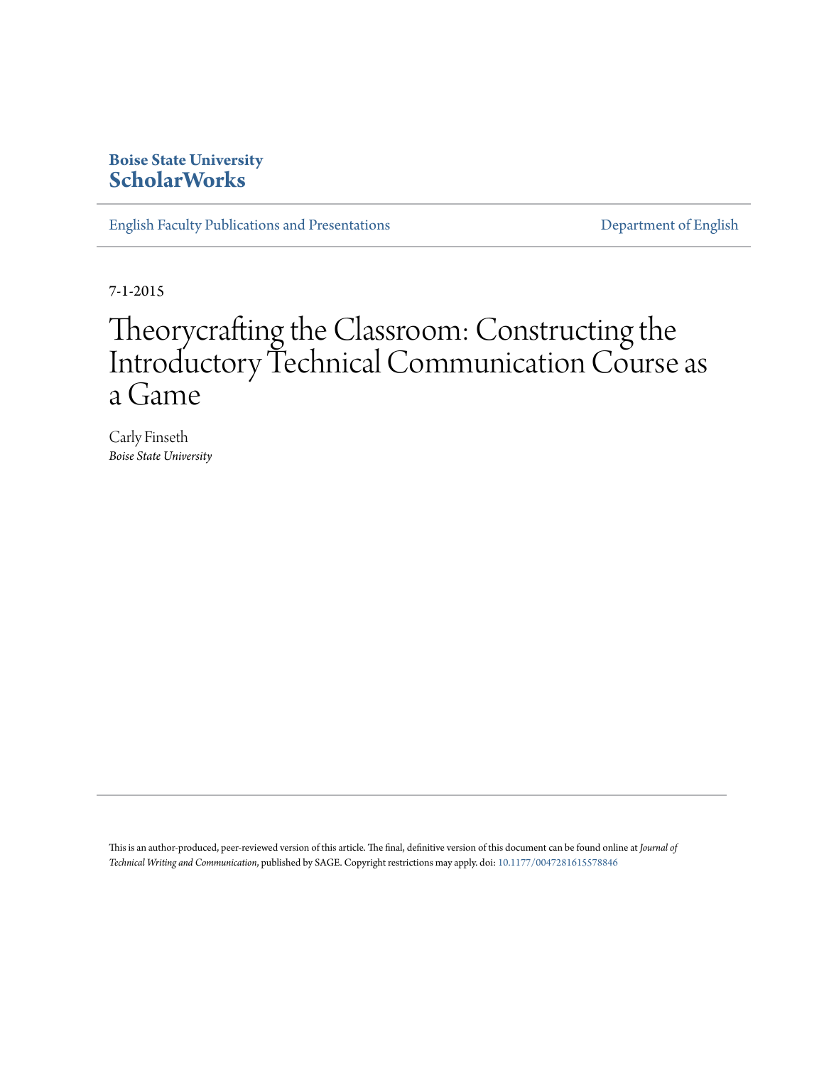**Boise State University**
**ScholarWorks**

English Faculty Publications and Presentations

Department of English

7-1-2015

# Theorycrafting the Classroom: Constructing the Introductory Technical Communication Course as a Game

Carly Finseth
*Boise State University*

---

This is an author-produced, peer-reviewed version of this article. The final, definitive version of this document can be found online at *Journal of Technical Writing and Communication*, published by SAGE. Copyright restrictions may apply. doi: 10.1177/0047281615578846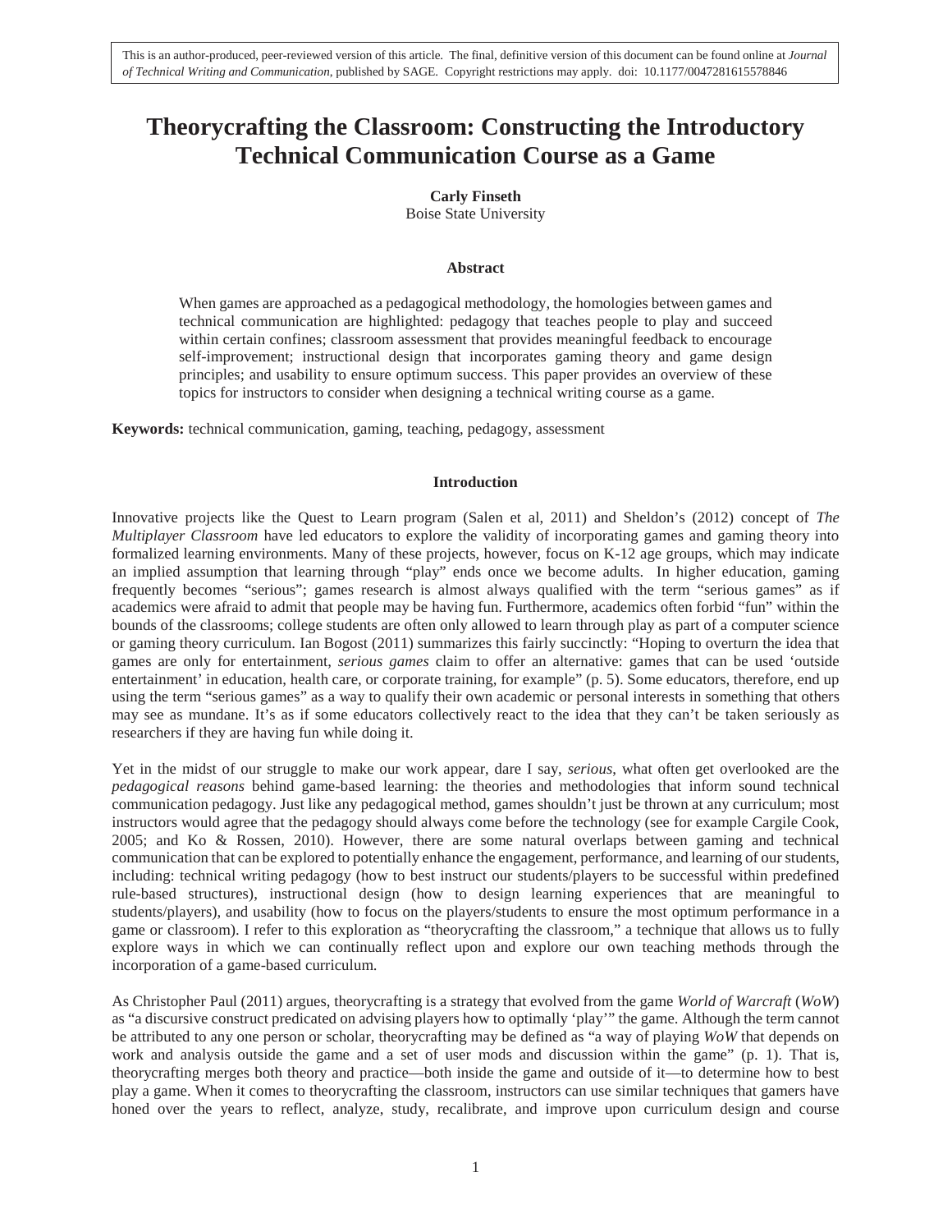This is an author-produced, peer-reviewed version of this article. The final, definitive version of this document can be found online at *Journal of Technical Writing and Communication*, published by SAGE. Copyright restrictions may apply. doi: 10.1177/0047281615578846

# Theorycrafting the Classroom: Constructing the Introductory Technical Communication Course as a Game

**Carly Finseth**
Boise State University

### Abstract

When games are approached as a pedagogical methodology, the homologies between games and technical communication are highlighted: pedagogy that teaches people to play and succeed within certain confines; classroom assessment that provides meaningful feedback to encourage self-improvement; instructional design that incorporates gaming theory and game design principles; and usability to ensure optimum success. This paper provides an overview of these topics for instructors to consider when designing a technical writing course as a game.

**Keywords:** technical communication, gaming, teaching, pedagogy, assessment

## Introduction

Innovative projects like the Quest to Learn program (Salen et al, 2011) and Sheldon's (2012) concept of *The Multiplayer Classroom* have led educators to explore the validity of incorporating games and gaming theory into formalized learning environments. Many of these projects, however, focus on K-12 age groups, which may indicate an implied assumption that learning through "play" ends once we become adults. In higher education, gaming frequently becomes "serious"; games research is almost always qualified with the term "serious games" as if academics were afraid to admit that people may be having fun. Furthermore, academics often forbid "fun" within the bounds of the classrooms; college students are often only allowed to learn through play as part of a computer science or gaming theory curriculum. Ian Bogost (2011) summarizes this fairly succinctly: "Hoping to overturn the idea that games are only for entertainment, *serious games* claim to offer an alternative: games that can be used 'outside entertainment' in education, health care, or corporate training, for example" (p. 5). Some educators, therefore, end up using the term "serious games" as a way to qualify their own academic or personal interests in something that others may see as mundane. It's as if some educators collectively react to the idea that they can't be taken seriously as researchers if they are having fun while doing it.

Yet in the midst of our struggle to make our work appear, dare I say, *serious*, what often get overlooked are the *pedagogical reasons* behind game-based learning: the theories and methodologies that inform sound technical communication pedagogy. Just like any pedagogical method, games shouldn't just be thrown at any curriculum; most instructors would agree that the pedagogy should always come before the technology (see for example Cargile Cook, 2005; and Ko & Rossen, 2010). However, there are some natural overlaps between gaming and technical communication that can be explored to potentially enhance the engagement, performance, and learning of our students, including: technical writing pedagogy (how to best instruct our students/players to be successful within predefined rule-based structures), instructional design (how to design learning experiences that are meaningful to students/players), and usability (how to focus on the players/students to ensure the most optimum performance in a game or classroom). I refer to this exploration as "theorycrafting the classroom," a technique that allows us to fully explore ways in which we can continually reflect upon and explore our own teaching methods through the incorporation of a game-based curriculum.

As Christopher Paul (2011) argues, theorycrafting is a strategy that evolved from the game *World of Warcraft* (*WoW*) as "a discursive construct predicated on advising players how to optimally 'play'" the game. Although the term cannot be attributed to any one person or scholar, theorycrafting may be defined as "a way of playing *WoW* that depends on work and analysis outside the game and a set of user mods and discussion within the game" (p. 1). That is, theorycrafting merges both theory and practice—both inside the game and outside of it—to determine how to best play a game. When it comes to theorycrafting the classroom, instructors can use similar techniques that gamers have honed over the years to reflect, analyze, study, recalibrate, and improve upon curriculum design and course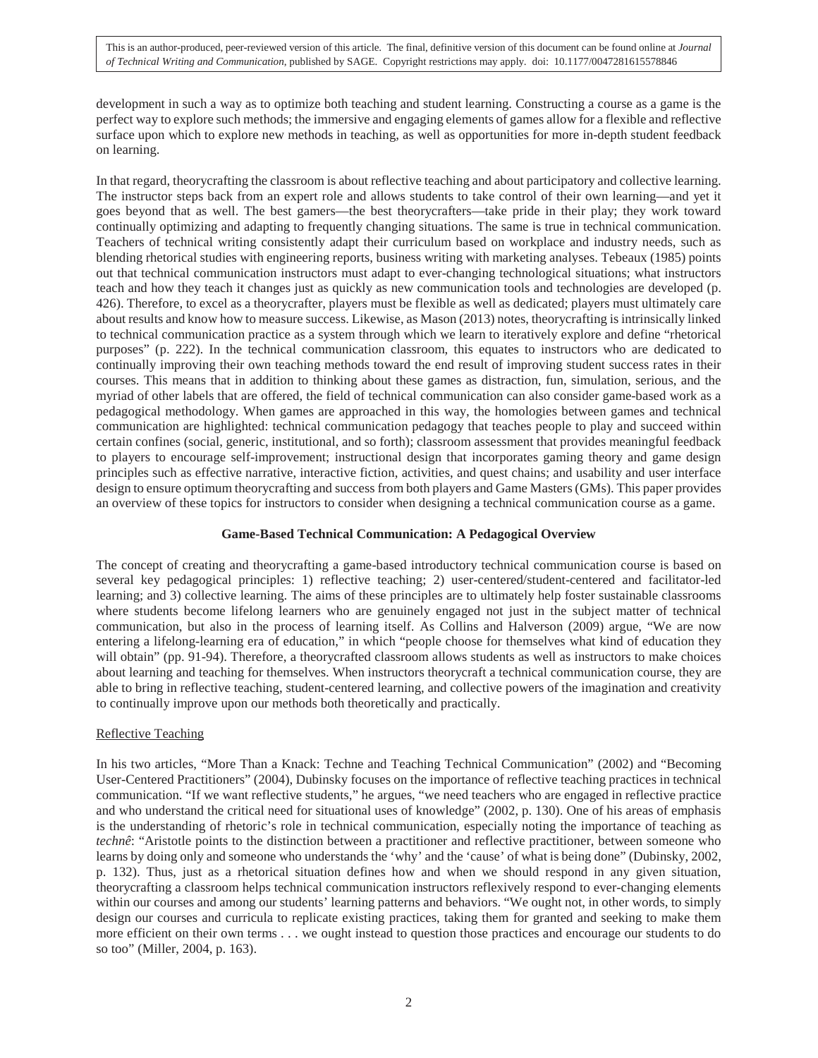development in such a way as to optimize both teaching and student learning. Constructing a course as a game is the perfect way to explore such methods; the immersive and engaging elements of games allow for a flexible and reflective surface upon which to explore new methods in teaching, as well as opportunities for more in-depth student feedback on learning.

In that regard, theorycrafting the classroom is about reflective teaching and about participatory and collective learning. The instructor steps back from an expert role and allows students to take control of their own learning—and yet it goes beyond that as well. The best gamers—the best theorycrafters—take pride in their play; they work toward continually optimizing and adapting to frequently changing situations. The same is true in technical communication. Teachers of technical writing consistently adapt their curriculum based on workplace and industry needs, such as blending rhetorical studies with engineering reports, business writing with marketing analyses. Tebeaux (1985) points out that technical communication instructors must adapt to ever-changing technological situations; what instructors teach and how they teach it changes just as quickly as new communication tools and technologies are developed (p. 426). Therefore, to excel as a theorycrafter, players must be flexible as well as dedicated; players must ultimately care about results and know how to measure success. Likewise, as Mason (2013) notes, theorycrafting is intrinsically linked to technical communication practice as a system through which we learn to iteratively explore and define "rhetorical purposes" (p. 222). In the technical communication classroom, this equates to instructors who are dedicated to continually improving their own teaching methods toward the end result of improving student success rates in their courses. This means that in addition to thinking about these games as distraction, fun, simulation, serious, and the myriad of other labels that are offered, the field of technical communication can also consider game-based work as a pedagogical methodology. When games are approached in this way, the homologies between games and technical communication are highlighted: technical communication pedagogy that teaches people to play and succeed within certain confines (social, generic, institutional, and so forth); classroom assessment that provides meaningful feedback to players to encourage self-improvement; instructional design that incorporates gaming theory and game design principles such as effective narrative, interactive fiction, activities, and quest chains; and usability and user interface design to ensure optimum theorycrafting and success from both players and Game Masters (GMs). This paper provides an overview of these topics for instructors to consider when designing a technical communication course as a game.

## Game-Based Technical Communication: A Pedagogical Overview

The concept of creating and theorycrafting a game-based introductory technical communication course is based on several key pedagogical principles: 1) reflective teaching; 2) user-centered/student-centered and facilitator-led learning; and 3) collective learning. The aims of these principles are to ultimately help foster sustainable classrooms where students become lifelong learners who are genuinely engaged not just in the subject matter of technical communication, but also in the process of learning itself. As Collins and Halverson (2009) argue, "We are now entering a lifelong-learning era of education," in which "people choose for themselves what kind of education they will obtain" (pp. 91-94). Therefore, a theorycrafted classroom allows students as well as instructors to make choices about learning and teaching for themselves. When instructors theorycraft a technical communication course, they are able to bring in reflective teaching, student-centered learning, and collective powers of the imagination and creativity to continually improve upon our methods both theoretically and practically.

### Reflective Teaching

In his two articles, "More Than a Knack: Techne and Teaching Technical Communication" (2002) and "Becoming User-Centered Practitioners" (2004), Dubinsky focuses on the importance of reflective teaching practices in technical communication. "If we want reflective students," he argues, "we need teachers who are engaged in reflective practice and who understand the critical need for situational uses of knowledge" (2002, p. 130). One of his areas of emphasis is the understanding of rhetoric's role in technical communication, especially noting the importance of teaching as *technê*: "Aristotle points to the distinction between a practitioner and reflective practitioner, between someone who learns by doing only and someone who understands the 'why' and the 'cause' of what is being done" (Dubinsky, 2002, p. 132). Thus, just as a rhetorical situation defines how and when we should respond in any given situation, theorycrafting a classroom helps technical communication instructors reflexively respond to ever-changing elements within our courses and among our students' learning patterns and behaviors. "We ought not, in other words, to simply design our courses and curricula to replicate existing practices, taking them for granted and seeking to make them more efficient on their own terms . . . we ought instead to question those practices and encourage our students to do so too" (Miller, 2004, p. 163).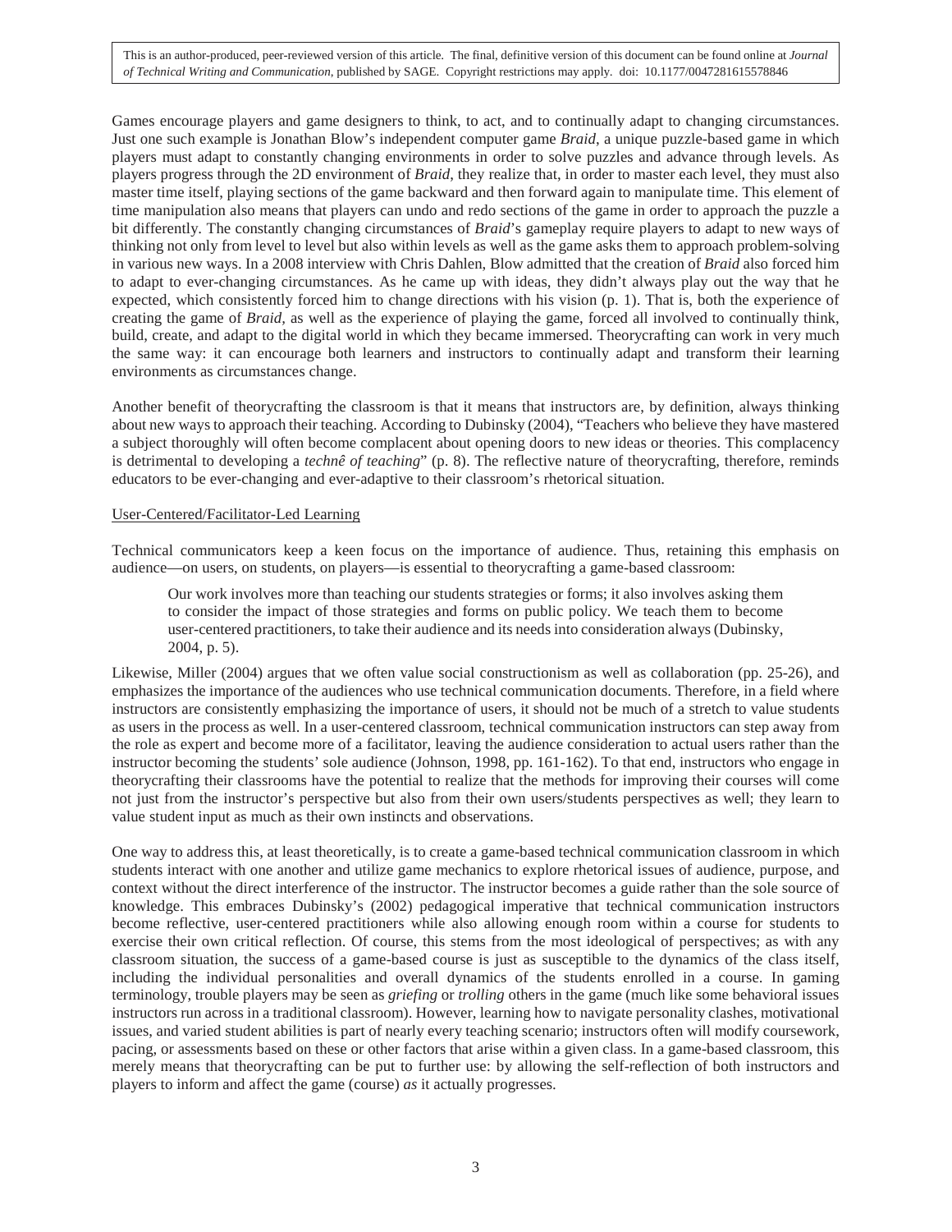Games encourage players and game designers to think, to act, and to continually adapt to changing circumstances. Just one such example is Jonathan Blow's independent computer game *Braid*, a unique puzzle-based game in which players must adapt to constantly changing environments in order to solve puzzles and advance through levels. As players progress through the 2D environment of *Braid*, they realize that, in order to master each level, they must also master time itself, playing sections of the game backward and then forward again to manipulate time. This element of time manipulation also means that players can undo and redo sections of the game in order to approach the puzzle a bit differently. The constantly changing circumstances of *Braid*'s gameplay require players to adapt to new ways of thinking not only from level to level but also within levels as well as the game asks them to approach problem-solving in various new ways. In a 2008 interview with Chris Dahlen, Blow admitted that the creation of *Braid* also forced him to adapt to ever-changing circumstances. As he came up with ideas, they didn't always play out the way that he expected, which consistently forced him to change directions with his vision (p. 1). That is, both the experience of creating the game of *Braid*, as well as the experience of playing the game, forced all involved to continually think, build, create, and adapt to the digital world in which they became immersed. Theorycrafting can work in very much the same way: it can encourage both learners and instructors to continually adapt and transform their learning environments as circumstances change.

Another benefit of theorycrafting the classroom is that it means that instructors are, by definition, always thinking about new ways to approach their teaching. According to Dubinsky (2004), "Teachers who believe they have mastered a subject thoroughly will often become complacent about opening doors to new ideas or theories. This complacency is detrimental to developing a *technê of teaching*" (p. 8). The reflective nature of theorycrafting, therefore, reminds educators to be ever-changing and ever-adaptive to their classroom's rhetorical situation.

User-Centered/Facilitator-Led Learning

Technical communicators keep a keen focus on the importance of audience. Thus, retaining this emphasis on audience—on users, on students, on players—is essential to theorycrafting a game-based classroom:

> Our work involves more than teaching our students strategies or forms; it also involves asking them to consider the impact of those strategies and forms on public policy. We teach them to become user-centered practitioners, to take their audience and its needs into consideration always (Dubinsky, 2004, p. 5).

Likewise, Miller (2004) argues that we often value social constructionism as well as collaboration (pp. 25-26), and emphasizes the importance of the audiences who use technical communication documents. Therefore, in a field where instructors are consistently emphasizing the importance of users, it should not be much of a stretch to value students as users in the process as well. In a user-centered classroom, technical communication instructors can step away from the role as expert and become more of a facilitator, leaving the audience consideration to actual users rather than the instructor becoming the students' sole audience (Johnson, 1998, pp. 161-162). To that end, instructors who engage in theorycrafting their classrooms have the potential to realize that the methods for improving their courses will come not just from the instructor's perspective but also from their own users/students perspectives as well; they learn to value student input as much as their own instincts and observations.

One way to address this, at least theoretically, is to create a game-based technical communication classroom in which students interact with one another and utilize game mechanics to explore rhetorical issues of audience, purpose, and context without the direct interference of the instructor. The instructor becomes a guide rather than the sole source of knowledge. This embraces Dubinsky's (2002) pedagogical imperative that technical communication instructors become reflective, user-centered practitioners while also allowing enough room within a course for students to exercise their own critical reflection. Of course, this stems from the most ideological of perspectives; as with any classroom situation, the success of a game-based course is just as susceptible to the dynamics of the class itself, including the individual personalities and overall dynamics of the students enrolled in a course. In gaming terminology, trouble players may be seen as *griefing* or *trolling* others in the game (much like some behavioral issues instructors run across in a traditional classroom). However, learning how to navigate personality clashes, motivational issues, and varied student abilities is part of nearly every teaching scenario; instructors often will modify coursework, pacing, or assessments based on these or other factors that arise within a given class. In a game-based classroom, this merely means that theorycrafting can be put to further use: by allowing the self-reflection of both instructors and players to inform and affect the game (course) *as* it actually progresses.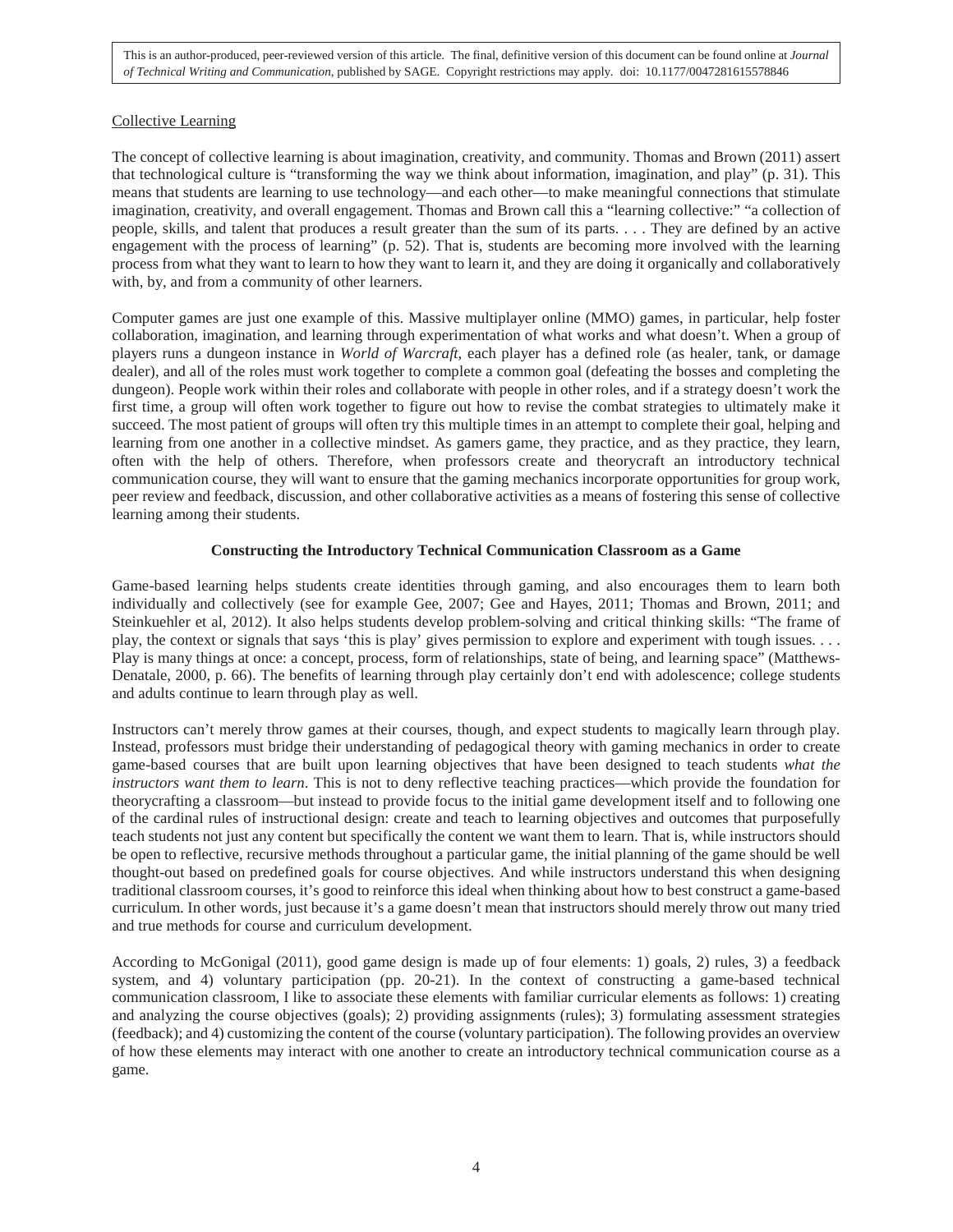## Collective Learning

The concept of collective learning is about imagination, creativity, and community. Thomas and Brown (2011) assert that technological culture is "transforming the way we think about information, imagination, and play" (p. 31). This means that students are learning to use technology—and each other—to make meaningful connections that stimulate imagination, creativity, and overall engagement. Thomas and Brown call this a "learning collective:" "a collection of people, skills, and talent that produces a result greater than the sum of its parts. . . . They are defined by an active engagement with the process of learning" (p. 52). That is, students are becoming more involved with the learning process from what they want to learn to how they want to learn it, and they are doing it organically and collaboratively with, by, and from a community of other learners.

Computer games are just one example of this. Massive multiplayer online (MMO) games, in particular, help foster collaboration, imagination, and learning through experimentation of what works and what doesn't. When a group of players runs a dungeon instance in *World of Warcraft*, each player has a defined role (as healer, tank, or damage dealer), and all of the roles must work together to complete a common goal (defeating the bosses and completing the dungeon). People work within their roles and collaborate with people in other roles, and if a strategy doesn't work the first time, a group will often work together to figure out how to revise the combat strategies to ultimately make it succeed. The most patient of groups will often try this multiple times in an attempt to complete their goal, helping and learning from one another in a collective mindset. As gamers game, they practice, and as they practice, they learn, often with the help of others. Therefore, when professors create and theorycraft an introductory technical communication course, they will want to ensure that the gaming mechanics incorporate opportunities for group work, peer review and feedback, discussion, and other collaborative activities as a means of fostering this sense of collective learning among their students.

## Constructing the Introductory Technical Communication Classroom as a Game

Game-based learning helps students create identities through gaming, and also encourages them to learn both individually and collectively (see for example Gee, 2007; Gee and Hayes, 2011; Thomas and Brown, 2011; and Steinkuehler et al, 2012). It also helps students develop problem-solving and critical thinking skills: "The frame of play, the context or signals that says 'this is play' gives permission to explore and experiment with tough issues. . . . Play is many things at once: a concept, process, form of relationships, state of being, and learning space" (Matthews-Denatale, 2000, p. 66). The benefits of learning through play certainly don't end with adolescence; college students and adults continue to learn through play as well.

Instructors can't merely throw games at their courses, though, and expect students to magically learn through play. Instead, professors must bridge their understanding of pedagogical theory with gaming mechanics in order to create game-based courses that are built upon learning objectives that have been designed to teach students *what the instructors want them to learn*. This is not to deny reflective teaching practices—which provide the foundation for theorycrafting a classroom—but instead to provide focus to the initial game development itself and to following one of the cardinal rules of instructional design: create and teach to learning objectives and outcomes that purposefully teach students not just any content but specifically the content we want them to learn. That is, while instructors should be open to reflective, recursive methods throughout a particular game, the initial planning of the game should be well thought-out based on predefined goals for course objectives. And while instructors understand this when designing traditional classroom courses, it's good to reinforce this ideal when thinking about how to best construct a game-based curriculum. In other words, just because it's a game doesn't mean that instructors should merely throw out many tried and true methods for course and curriculum development.

According to McGonigal (2011), good game design is made up of four elements: 1) goals, 2) rules, 3) a feedback system, and 4) voluntary participation (pp. 20-21). In the context of constructing a game-based technical communication classroom, I like to associate these elements with familiar curricular elements as follows: 1) creating and analyzing the course objectives (goals); 2) providing assignments (rules); 3) formulating assessment strategies (feedback); and 4) customizing the content of the course (voluntary participation). The following provides an overview of how these elements may interact with one another to create an introductory technical communication course as a game.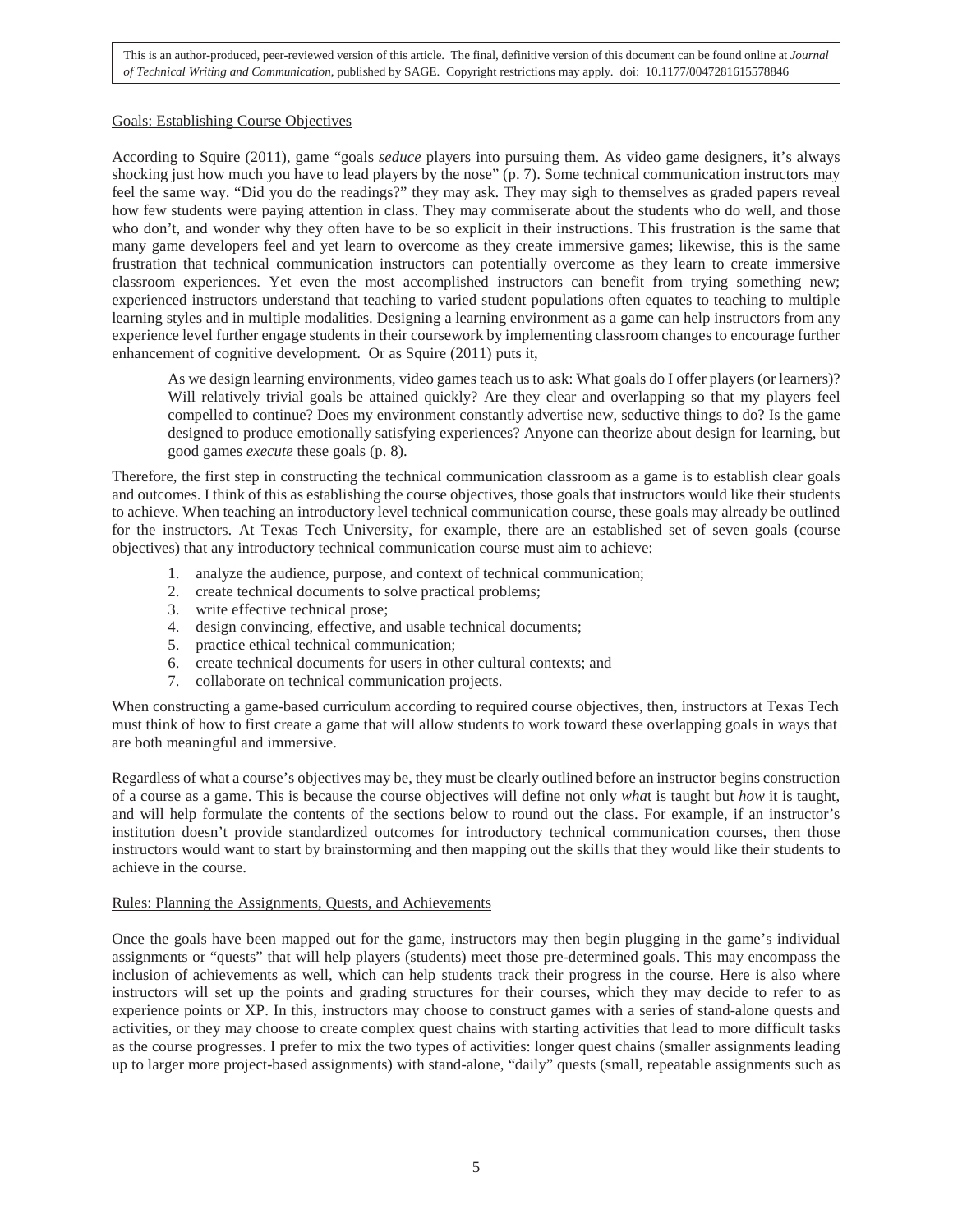## Goals: Establishing Course Objectives

According to Squire (2011), game "goals *seduce* players into pursuing them. As video game designers, it's always shocking just how much you have to lead players by the nose" (p. 7). Some technical communication instructors may feel the same way. "Did you do the readings?" they may ask. They may sigh to themselves as graded papers reveal how few students were paying attention in class. They may commiserate about the students who do well, and those who don't, and wonder why they often have to be so explicit in their instructions. This frustration is the same that many game developers feel and yet learn to overcome as they create immersive games; likewise, this is the same frustration that technical communication instructors can potentially overcome as they learn to create immersive classroom experiences. Yet even the most accomplished instructors can benefit from trying something new; experienced instructors understand that teaching to varied student populations often equates to teaching to multiple learning styles and in multiple modalities. Designing a learning environment as a game can help instructors from any experience level further engage students in their coursework by implementing classroom changes to encourage further enhancement of cognitive development. Or as Squire (2011) puts it,

> As we design learning environments, video games teach us to ask: What goals do I offer players (or learners)? Will relatively trivial goals be attained quickly? Are they clear and overlapping so that my players feel compelled to continue? Does my environment constantly advertise new, seductive things to do? Is the game designed to produce emotionally satisfying experiences? Anyone can theorize about design for learning, but good games *execute* these goals (p. 8).

Therefore, the first step in constructing the technical communication classroom as a game is to establish clear goals and outcomes. I think of this as establishing the course objectives, those goals that instructors would like their students to achieve. When teaching an introductory level technical communication course, these goals may already be outlined for the instructors. At Texas Tech University, for example, there are an established set of seven goals (course objectives) that any introductory technical communication course must aim to achieve:

1. analyze the audience, purpose, and context of technical communication;
2. create technical documents to solve practical problems;
3. write effective technical prose;
4. design convincing, effective, and usable technical documents;
5. practice ethical technical communication;
6. create technical documents for users in other cultural contexts; and
7. collaborate on technical communication projects.

When constructing a game-based curriculum according to required course objectives, then, instructors at Texas Tech must think of how to first create a game that will allow students to work toward these overlapping goals in ways that are both meaningful and immersive.

Regardless of what a course's objectives may be, they must be clearly outlined before an instructor begins construction of a course as a game. This is because the course objectives will define not only *what* is taught but *how* it is taught, and will help formulate the contents of the sections below to round out the class. For example, if an instructor's institution doesn't provide standardized outcomes for introductory technical communication courses, then those instructors would want to start by brainstorming and then mapping out the skills that they would like their students to achieve in the course.

## Rules: Planning the Assignments, Quests, and Achievements

Once the goals have been mapped out for the game, instructors may then begin plugging in the game's individual assignments or "quests" that will help players (students) meet those pre-determined goals. This may encompass the inclusion of achievements as well, which can help students track their progress in the course. Here is also where instructors will set up the points and grading structures for their courses, which they may decide to refer to as experience points or XP. In this, instructors may choose to construct games with a series of stand-alone quests and activities, or they may choose to create complex quest chains with starting activities that lead to more difficult tasks as the course progresses. I prefer to mix the two types of activities: longer quest chains (smaller assignments leading up to larger more project-based assignments) with stand-alone, "daily" quests (small, repeatable assignments such as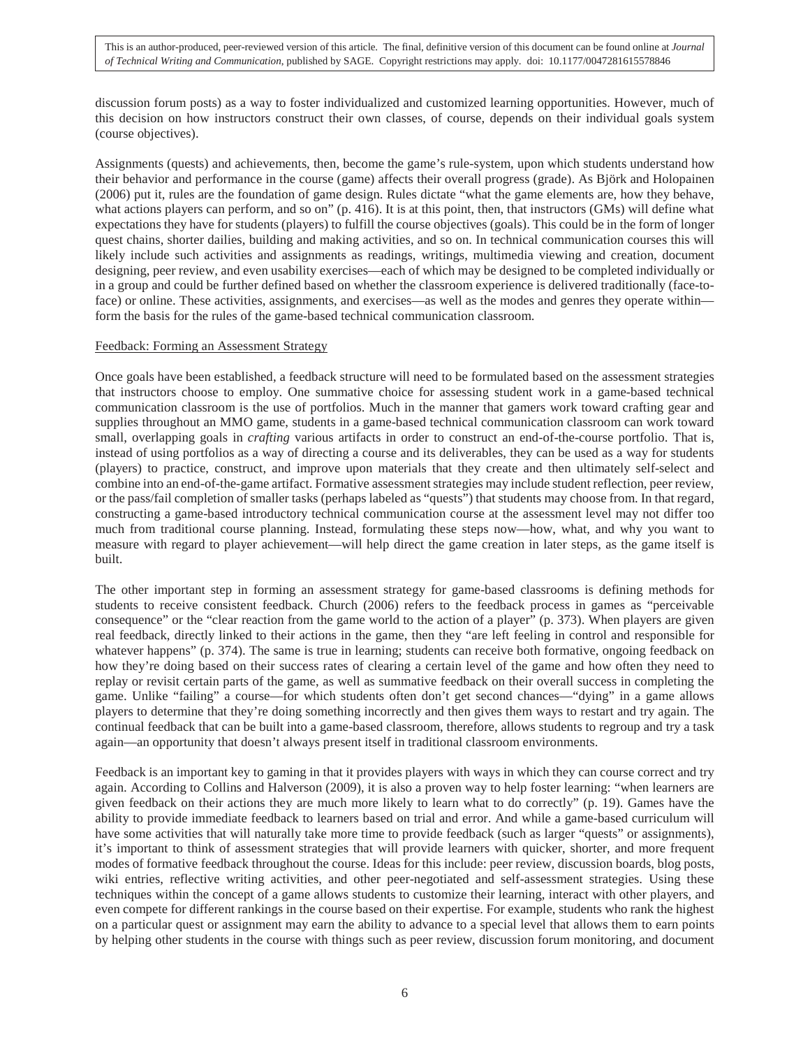discussion forum posts) as a way to foster individualized and customized learning opportunities. However, much of this decision on how instructors construct their own classes, of course, depends on their individual goals system (course objectives).

Assignments (quests) and achievements, then, become the game's rule-system, upon which students understand how their behavior and performance in the course (game) affects their overall progress (grade). As Björk and Holopainen (2006) put it, rules are the foundation of game design. Rules dictate "what the game elements are, how they behave, what actions players can perform, and so on" (p. 416). It is at this point, then, that instructors (GMs) will define what expectations they have for students (players) to fulfill the course objectives (goals). This could be in the form of longer quest chains, shorter dailies, building and making activities, and so on. In technical communication courses this will likely include such activities and assignments as readings, writings, multimedia viewing and creation, document designing, peer review, and even usability exercises—each of which may be designed to be completed individually or in a group and could be further defined based on whether the classroom experience is delivered traditionally (face-to-face) or online. These activities, assignments, and exercises—as well as the modes and genres they operate within—form the basis for the rules of the game-based technical communication classroom.

Feedback: Forming an Assessment Strategy

Once goals have been established, a feedback structure will need to be formulated based on the assessment strategies that instructors choose to employ. One summative choice for assessing student work in a game-based technical communication classroom is the use of portfolios. Much in the manner that gamers work toward crafting gear and supplies throughout an MMO game, students in a game-based technical communication classroom can work toward small, overlapping goals in *crafting* various artifacts in order to construct an end-of-the-course portfolio. That is, instead of using portfolios as a way of directing a course and its deliverables, they can be used as a way for students (players) to practice, construct, and improve upon materials that they create and then ultimately self-select and combine into an end-of-the-game artifact. Formative assessment strategies may include student reflection, peer review, or the pass/fail completion of smaller tasks (perhaps labeled as "quests") that students may choose from. In that regard, constructing a game-based introductory technical communication course at the assessment level may not differ too much from traditional course planning. Instead, formulating these steps now—how, what, and why you want to measure with regard to player achievement—will help direct the game creation in later steps, as the game itself is built.

The other important step in forming an assessment strategy for game-based classrooms is defining methods for students to receive consistent feedback. Church (2006) refers to the feedback process in games as "perceivable consequence" or the "clear reaction from the game world to the action of a player" (p. 373). When players are given real feedback, directly linked to their actions in the game, then they "are left feeling in control and responsible for whatever happens" (p. 374). The same is true in learning; students can receive both formative, ongoing feedback on how they're doing based on their success rates of clearing a certain level of the game and how often they need to replay or revisit certain parts of the game, as well as summative feedback on their overall success in completing the game. Unlike "failing" a course—for which students often don't get second chances—"dying" in a game allows players to determine that they're doing something incorrectly and then gives them ways to restart and try again. The continual feedback that can be built into a game-based classroom, therefore, allows students to regroup and try a task again—an opportunity that doesn't always present itself in traditional classroom environments.

Feedback is an important key to gaming in that it provides players with ways in which they can course correct and try again. According to Collins and Halverson (2009), it is also a proven way to help foster learning: "when learners are given feedback on their actions they are much more likely to learn what to do correctly" (p. 19). Games have the ability to provide immediate feedback to learners based on trial and error. And while a game-based curriculum will have some activities that will naturally take more time to provide feedback (such as larger "quests" or assignments), it's important to think of assessment strategies that will provide learners with quicker, shorter, and more frequent modes of formative feedback throughout the course. Ideas for this include: peer review, discussion boards, blog posts, wiki entries, reflective writing activities, and other peer-negotiated and self-assessment strategies. Using these techniques within the concept of a game allows students to customize their learning, interact with other players, and even compete for different rankings in the course based on their expertise. For example, students who rank the highest on a particular quest or assignment may earn the ability to advance to a special level that allows them to earn points by helping other students in the course with things such as peer review, discussion forum monitoring, and document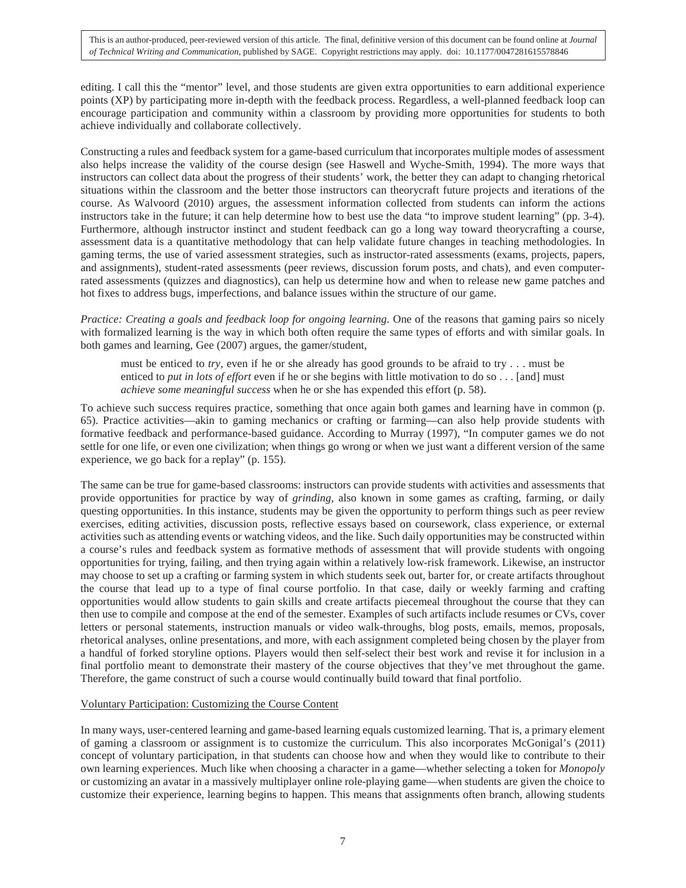editing. I call this the "mentor" level, and those students are given extra opportunities to earn additional experience points (XP) by participating more in-depth with the feedback process. Regardless, a well-planned feedback loop can encourage participation and community within a classroom by providing more opportunities for students to both achieve individually and collaborate collectively.

Constructing a rules and feedback system for a game-based curriculum that incorporates multiple modes of assessment also helps increase the validity of the course design (see Haswell and Wyche-Smith, 1994). The more ways that instructors can collect data about the progress of their students' work, the better they can adapt to changing rhetorical situations within the classroom and the better those instructors can theorycraft future projects and iterations of the course. As Walvoord (2010) argues, the assessment information collected from students can inform the actions instructors take in the future; it can help determine how to best use the data "to improve student learning" (pp. 3-4). Furthermore, although instructor instinct and student feedback can go a long way toward theorycrafting a course, assessment data is a quantitative methodology that can help validate future changes in teaching methodologies. In gaming terms, the use of varied assessment strategies, such as instructor-rated assessments (exams, projects, papers, and assignments), student-rated assessments (peer reviews, discussion forum posts, and chats), and even computer-rated assessments (quizzes and diagnostics), can help us determine how and when to release new game patches and hot fixes to address bugs, imperfections, and balance issues within the structure of our game.

*Practice: Creating a goals and feedback loop for ongoing learning.* One of the reasons that gaming pairs so nicely with formalized learning is the way in which both often require the same types of efforts and with similar goals. In both games and learning, Gee (2007) argues, the gamer/student,

> must be enticed to *try*, even if he or she already has good grounds to be afraid to try . . . must be enticed to *put in lots of effort* even if he or she begins with little motivation to do so . . . [and] must *achieve some meaningful success* when he or she has expended this effort (p. 58).

To achieve such success requires practice, something that once again both games and learning have in common (p. 65). Practice activities—akin to gaming mechanics or crafting or farming—can also help provide students with formative feedback and performance-based guidance. According to Murray (1997), "In computer games we do not settle for one life, or even one civilization; when things go wrong or when we just want a different version of the same experience, we go back for a replay" (p. 155).

The same can be true for game-based classrooms: instructors can provide students with activities and assessments that provide opportunities for practice by way of *grinding*, also known in some games as crafting, farming, or daily questing opportunities. In this instance, students may be given the opportunity to perform things such as peer review exercises, editing activities, discussion posts, reflective essays based on coursework, class experience, or external activities such as attending events or watching videos, and the like. Such daily opportunities may be constructed within a course's rules and feedback system as formative methods of assessment that will provide students with ongoing opportunities for trying, failing, and then trying again within a relatively low-risk framework. Likewise, an instructor may choose to set up a crafting or farming system in which students seek out, barter for, or create artifacts throughout the course that lead up to a type of final course portfolio. In that case, daily or weekly farming and crafting opportunities would allow students to gain skills and create artifacts piecemeal throughout the course that they can then use to compile and compose at the end of the semester. Examples of such artifacts include resumes or CVs, cover letters or personal statements, instruction manuals or video walk-throughs, blog posts, emails, memos, proposals, rhetorical analyses, online presentations, and more, with each assignment completed being chosen by the player from a handful of forked storyline options. Players would then self-select their best work and revise it for inclusion in a final portfolio meant to demonstrate their mastery of the course objectives that they've met throughout the game. Therefore, the game construct of such a course would continually build toward that final portfolio.

## Voluntary Participation: Customizing the Course Content

In many ways, user-centered learning and game-based learning equals customized learning. That is, a primary element of gaming a classroom or assignment is to customize the curriculum. This also incorporates McGonigal's (2011) concept of voluntary participation, in that students can choose how and when they would like to contribute to their own learning experiences. Much like when choosing a character in a game—whether selecting a token for *Monopoly* or customizing an avatar in a massively multiplayer online role-playing game—when students are given the choice to customize their experience, learning begins to happen. This means that assignments often branch, allowing students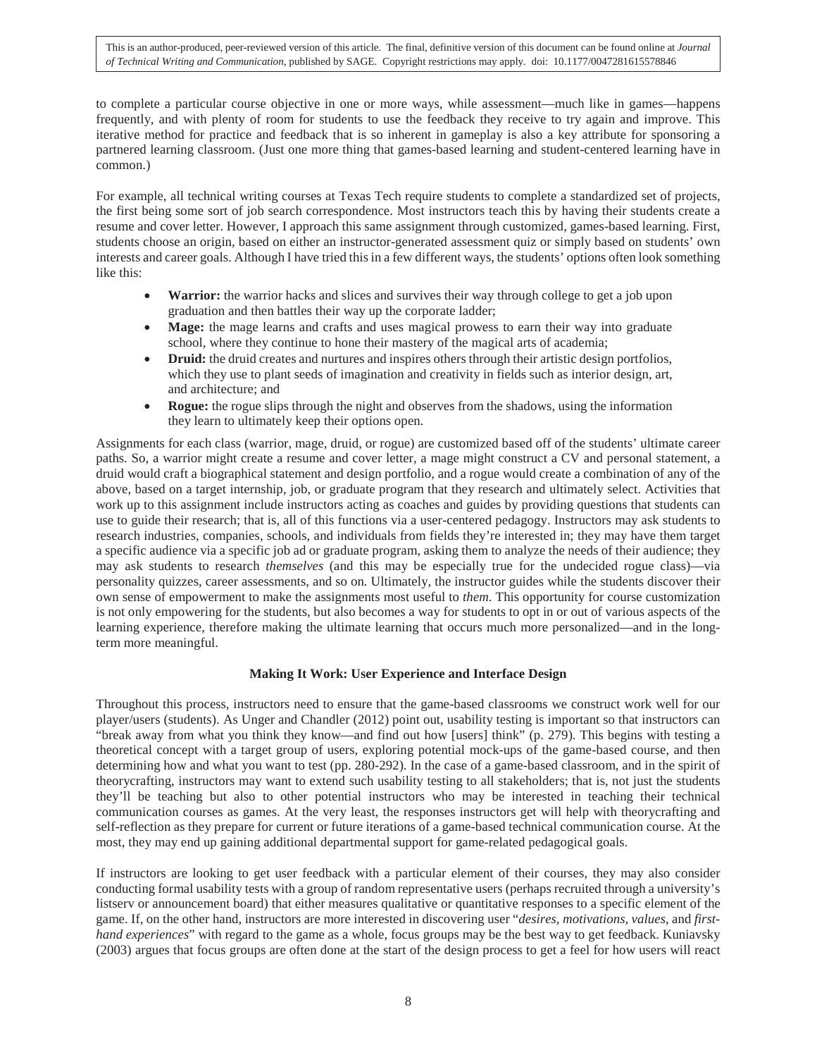to complete a particular course objective in one or more ways, while assessment—much like in games—happens frequently, and with plenty of room for students to use the feedback they receive to try again and improve. This iterative method for practice and feedback that is so inherent in gameplay is also a key attribute for sponsoring a partnered learning classroom. (Just one more thing that games-based learning and student-centered learning have in common.)

For example, all technical writing courses at Texas Tech require students to complete a standardized set of projects, the first being some sort of job search correspondence. Most instructors teach this by having their students create a resume and cover letter. However, I approach this same assignment through customized, games-based learning. First, students choose an origin, based on either an instructor-generated assessment quiz or simply based on students' own interests and career goals. Although I have tried this in a few different ways, the students' options often look something like this:

- **Warrior:** the warrior hacks and slices and survives their way through college to get a job upon graduation and then battles their way up the corporate ladder;
- **Mage:** the mage learns and crafts and uses magical prowess to earn their way into graduate school, where they continue to hone their mastery of the magical arts of academia;
- **Druid:** the druid creates and nurtures and inspires others through their artistic design portfolios, which they use to plant seeds of imagination and creativity in fields such as interior design, art, and architecture; and
- **Rogue:** the rogue slips through the night and observes from the shadows, using the information they learn to ultimately keep their options open.

Assignments for each class (warrior, mage, druid, or rogue) are customized based off of the students' ultimate career paths. So, a warrior might create a resume and cover letter, a mage might construct a CV and personal statement, a druid would craft a biographical statement and design portfolio, and a rogue would create a combination of any of the above, based on a target internship, job, or graduate program that they research and ultimately select. Activities that work up to this assignment include instructors acting as coaches and guides by providing questions that students can use to guide their research; that is, all of this functions via a user-centered pedagogy. Instructors may ask students to research industries, companies, schools, and individuals from fields they're interested in; they may have them target a specific audience via a specific job ad or graduate program, asking them to analyze the needs of their audience; they may ask students to research *themselves* (and this may be especially true for the undecided rogue class)—via personality quizzes, career assessments, and so on. Ultimately, the instructor guides while the students discover their own sense of empowerment to make the assignments most useful to *them.* This opportunity for course customization is not only empowering for the students, but also becomes a way for students to opt in or out of various aspects of the learning experience, therefore making the ultimate learning that occurs much more personalized—and in the long-term more meaningful.

### Making It Work: User Experience and Interface Design

Throughout this process, instructors need to ensure that the game-based classrooms we construct work well for our player/users (students). As Unger and Chandler (2012) point out, usability testing is important so that instructors can "break away from what you think they know—and find out how [users] think" (p. 279). This begins with testing a theoretical concept with a target group of users, exploring potential mock-ups of the game-based course, and then determining how and what you want to test (pp. 280-292). In the case of a game-based classroom, and in the spirit of theorycrafting, instructors may want to extend such usability testing to all stakeholders; that is, not just the students they'll be teaching but also to other potential instructors who may be interested in teaching their technical communication courses as games. At the very least, the responses instructors get will help with theorycrafting and self-reflection as they prepare for current or future iterations of a game-based technical communication course. At the most, they may end up gaining additional departmental support for game-related pedagogical goals.

If instructors are looking to get user feedback with a particular element of their courses, they may also consider conducting formal usability tests with a group of random representative users (perhaps recruited through a university's listserv or announcement board) that either measures qualitative or quantitative responses to a specific element of the game. If, on the other hand, instructors are more interested in discovering user "*desires, motivations, values*, and *first-hand experiences*" with regard to the game as a whole, focus groups may be the best way to get feedback. Kuniavsky (2003) argues that focus groups are often done at the start of the design process to get a feel for how users will react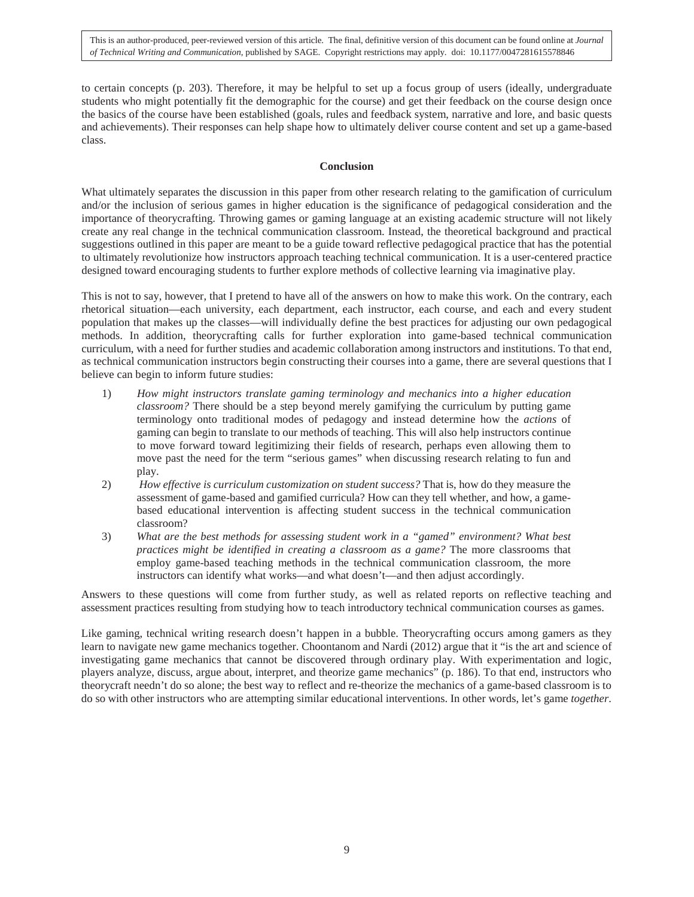to certain concepts (p. 203). Therefore, it may be helpful to set up a focus group of users (ideally, undergraduate students who might potentially fit the demographic for the course) and get their feedback on the course design once the basics of the course have been established (goals, rules and feedback system, narrative and lore, and basic quests and achievements). Their responses can help shape how to ultimately deliver course content and set up a game-based class.

## Conclusion

What ultimately separates the discussion in this paper from other research relating to the gamification of curriculum and/or the inclusion of serious games in higher education is the significance of pedagogical consideration and the importance of theorycrafting. Throwing games or gaming language at an existing academic structure will not likely create any real change in the technical communication classroom. Instead, the theoretical background and practical suggestions outlined in this paper are meant to be a guide toward reflective pedagogical practice that has the potential to ultimately revolutionize how instructors approach teaching technical communication. It is a user-centered practice designed toward encouraging students to further explore methods of collective learning via imaginative play.

This is not to say, however, that I pretend to have all of the answers on how to make this work. On the contrary, each rhetorical situation—each university, each department, each instructor, each course, and each and every student population that makes up the classes—will individually define the best practices for adjusting our own pedagogical methods. In addition, theorycrafting calls for further exploration into game-based technical communication curriculum, with a need for further studies and academic collaboration among instructors and institutions. To that end, as technical communication instructors begin constructing their courses into a game, there are several questions that I believe can begin to inform future studies:

1) *How might instructors translate gaming terminology and mechanics into a higher education classroom?* There should be a step beyond merely gamifying the curriculum by putting game terminology onto traditional modes of pedagogy and instead determine how the *actions* of gaming can begin to translate to our methods of teaching. This will also help instructors continue to move forward toward legitimizing their fields of research, perhaps even allowing them to move past the need for the term "serious games" when discussing research relating to fun and play.
2) *How effective is curriculum customization on student success?* That is, how do they measure the assessment of game-based and gamified curricula? How can they tell whether, and how, a game-based educational intervention is affecting student success in the technical communication classroom?
3) *What are the best methods for assessing student work in a "gamed" environment? What best practices might be identified in creating a classroom as a game?* The more classrooms that employ game-based teaching methods in the technical communication classroom, the more instructors can identify what works—and what doesn't—and then adjust accordingly.

Answers to these questions will come from further study, as well as related reports on reflective teaching and assessment practices resulting from studying how to teach introductory technical communication courses as games.

Like gaming, technical writing research doesn't happen in a bubble. Theorycrafting occurs among gamers as they learn to navigate new game mechanics together. Choontanom and Nardi (2012) argue that it "is the art and science of investigating game mechanics that cannot be discovered through ordinary play. With experimentation and logic, players analyze, discuss, argue about, interpret, and theorize game mechanics" (p. 186). To that end, instructors who theorycraft needn't do so alone; the best way to reflect and re-theorize the mechanics of a game-based classroom is to do so with other instructors who are attempting similar educational interventions. In other words, let's game *together*.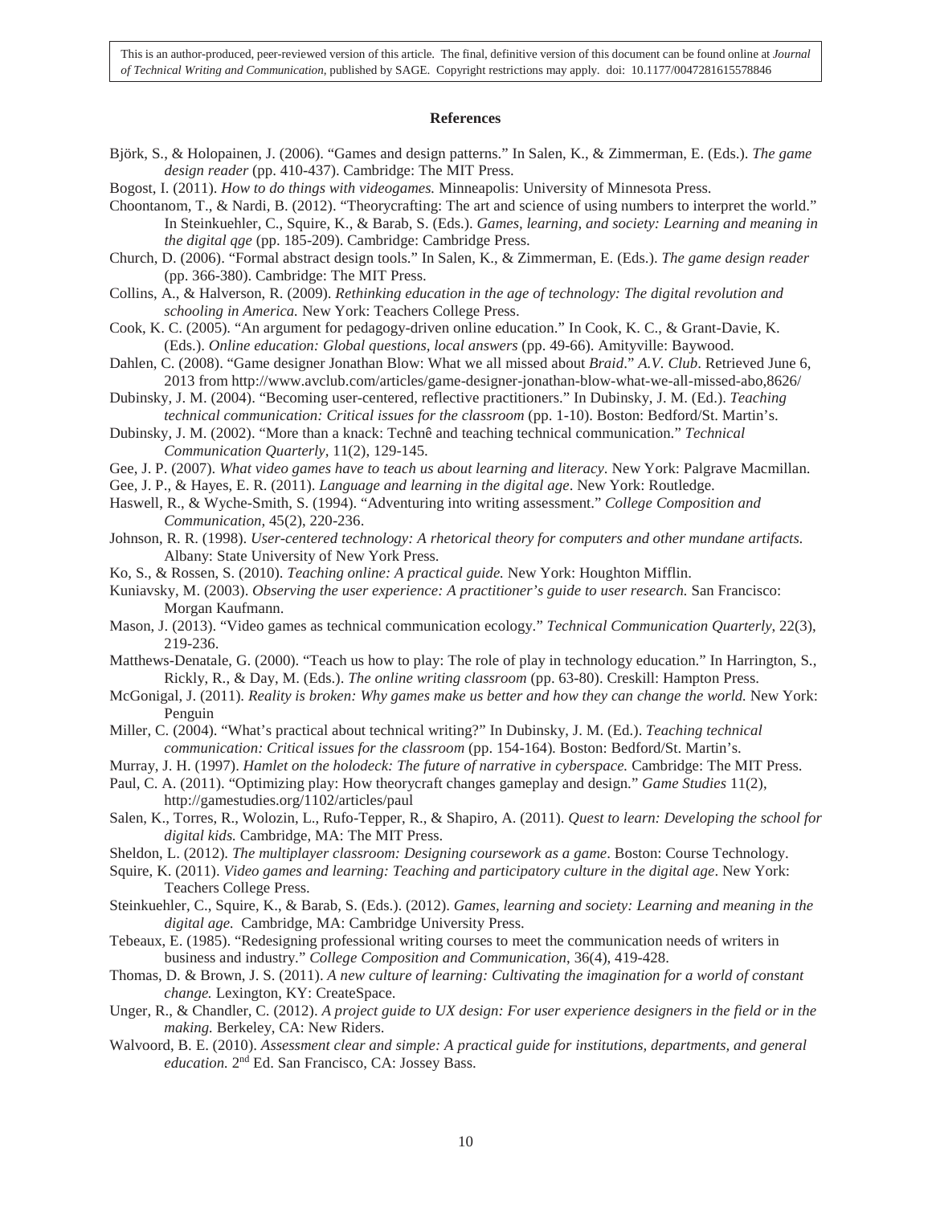This is an author-produced, peer-reviewed version of this article. The final, definitive version of this document can be found online at *Journal of Technical Writing and Communication,* published by SAGE. Copyright restrictions may apply. doi: 10.1177/0047281615578846

**References**

Björk, S., & Holopainen, J. (2006). "Games and design patterns." In Salen, K., & Zimmerman, E. (Eds.). *The game design reader* (pp. 410-437). Cambridge: The MIT Press.

Bogost, I. (2011). *How to do things with videogames.* Minneapolis: University of Minnesota Press.

Choontanom, T., & Nardi, B. (2012). "Theorycrafting: The art and science of using numbers to interpret the world." In Steinkuehler, C., Squire, K., & Barab, S. (Eds.). *Games, learning, and society: Learning and meaning in the digital qge* (pp. 185-209). Cambridge: Cambridge Press.

Church, D. (2006). "Formal abstract design tools." In Salen, K., & Zimmerman, E. (Eds.). *The game design reader* (pp. 366-380). Cambridge: The MIT Press.

Collins, A., & Halverson, R. (2009). *Rethinking education in the age of technology: The digital revolution and schooling in America.* New York: Teachers College Press.

Cook, K. C. (2005). "An argument for pedagogy-driven online education." In Cook, K. C., & Grant-Davie, K. (Eds.). *Online education: Global questions, local answers* (pp. 49-66). Amityville: Baywood.

Dahlen, C. (2008). "Game designer Jonathan Blow: What we all missed about *Braid*." *A.V. Club*. Retrieved June 6, 2013 from http://www.avclub.com/articles/game-designer-jonathan-blow-what-we-all-missed-abo,8626/

Dubinsky, J. M. (2004). "Becoming user-centered, reflective practitioners." In Dubinsky, J. M. (Ed.). *Teaching technical communication: Critical issues for the classroom* (pp. 1-10). Boston: Bedford/St. Martin's.

Dubinsky, J. M. (2002). "More than a knack: Technê and teaching technical communication." *Technical Communication Quarterly*, 11(2), 129-145.

Gee, J. P. (2007). *What video games have to teach us about learning and literacy*. New York: Palgrave Macmillan.

Gee, J. P., & Hayes, E. R. (2011). *Language and learning in the digital age*. New York: Routledge.

Haswell, R., & Wyche-Smith, S. (1994). "Adventuring into writing assessment." *College Composition and Communication,* 45(2), 220-236.

Johnson, R. R. (1998). *User-centered technology: A rhetorical theory for computers and other mundane artifacts.* Albany: State University of New York Press.

Ko, S., & Rossen, S. (2010). *Teaching online: A practical guide.* New York: Houghton Mifflin.

Kuniavsky, M. (2003). *Observing the user experience: A practitioner's guide to user research.* San Francisco: Morgan Kaufmann.

Mason, J. (2013). "Video games as technical communication ecology." *Technical Communication Quarterly*, 22(3), 219-236.

Matthews-Denatale, G. (2000). "Teach us how to play: The role of play in technology education." In Harrington, S., Rickly, R., & Day, M. (Eds.). *The online writing classroom* (pp. 63-80). Creskill: Hampton Press.

McGonigal, J. (2011). *Reality is broken: Why games make us better and how they can change the world.* New York: Penguin

Miller, C. (2004). "What's practical about technical writing?" In Dubinsky, J. M. (Ed.). *Teaching technical communication: Critical issues for the classroom* (pp. 154-164). Boston: Bedford/St. Martin's.

Murray, J. H. (1997). *Hamlet on the holodeck: The future of narrative in cyberspace.* Cambridge: The MIT Press.

Paul, C. A. (2011). "Optimizing play: How theorycraft changes gameplay and design." *Game Studies* 11(2), http://gamestudies.org/1102/articles/paul

Salen, K., Torres, R., Wolozin, L., Rufo-Tepper, R., & Shapiro, A. (2011). *Quest to learn: Developing the school for digital kids.* Cambridge, MA: The MIT Press.

Sheldon, L. (2012). *The multiplayer classroom: Designing coursework as a game*. Boston: Course Technology.

Squire, K. (2011). *Video games and learning: Teaching and participatory culture in the digital age*. New York: Teachers College Press.

Steinkuehler, C., Squire, K., & Barab, S. (Eds.). (2012). *Games, learning and society: Learning and meaning in the digital age.* Cambridge, MA: Cambridge University Press.

Tebeaux, E. (1985). "Redesigning professional writing courses to meet the communication needs of writers in business and industry." *College Composition and Communication*, 36(4), 419-428.

Thomas, D. & Brown, J. S. (2011). *A new culture of learning: Cultivating the imagination for a world of constant change.* Lexington, KY: CreateSpace.

Unger, R., & Chandler, C. (2012). *A project guide to UX design: For user experience designers in the field or in the making.* Berkeley, CA: New Riders.

Walvoord, B. E. (2010). *Assessment clear and simple: A practical guide for institutions, departments, and general education.* 2nd Ed. San Francisco, CA: Jossey Bass.